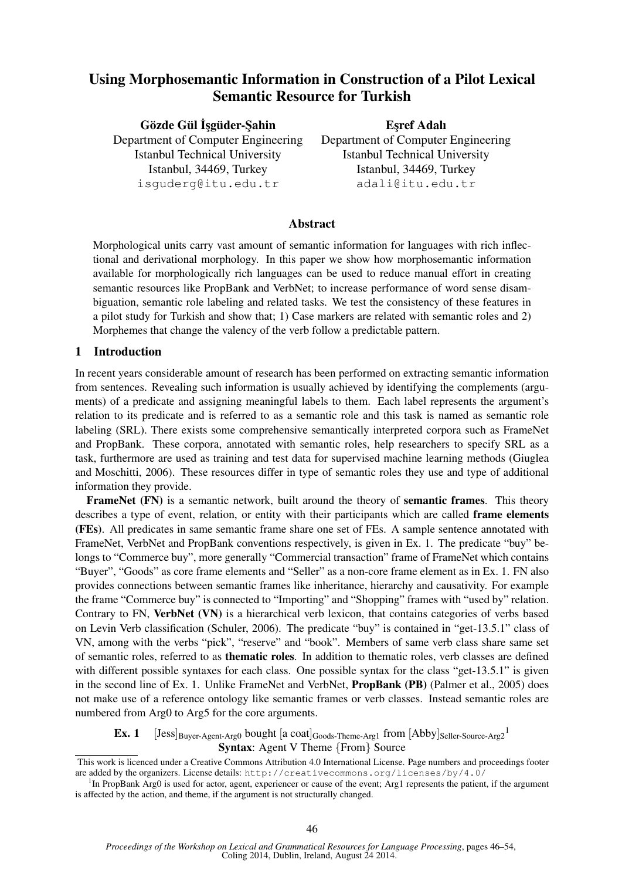# Using Morphosemantic Information in Construction of a Pilot Lexical Semantic Resource for Turkish

**Gözde Gül İşgüder-Şahin**
Department of Computer Engineering
Istanbul Technical University
Istanbul, 34469, Turkey
isguderg@itu.edu.tr

**Eşref Adalı**
Department of Computer Engineering
Istanbul Technical University
Istanbul, 34469, Turkey
adali@itu.edu.tr

## Abstract

Morphological units carry vast amount of semantic information for languages with rich inflectional and derivational morphology. In this paper we show how morphosemantic information available for morphologically rich languages can be used to reduce manual effort in creating semantic resources like PropBank and VerbNet; to increase performance of word sense disambiguation, semantic role labeling and related tasks. We test the consistency of these features in a pilot study for Turkish and show that; 1) Case markers are related with semantic roles and 2) Morphemes that change the valency of the verb follow a predictable pattern.

## 1 Introduction

In recent years considerable amount of research has been performed on extracting semantic information from sentences. Revealing such information is usually achieved by identifying the complements (arguments) of a predicate and assigning meaningful labels to them. Each label represents the argument's relation to its predicate and is referred to as a semantic role and this task is named as semantic role labeling (SRL). There exists some comprehensive semantically interpreted corpora such as FrameNet and PropBank. These corpora, annotated with semantic roles, help researchers to specify SRL as a task, furthermore are used as training and test data for supervised machine learning methods (Giuglea and Moschitti, 2006). These resources differ in type of semantic roles they use and type of additional information they provide.

**FrameNet (FN)** is a semantic network, built around the theory of **semantic frames**. This theory describes a type of event, relation, or entity with their participants which are called **frame elements (FEs)**. All predicates in same semantic frame share one set of FEs. A sample sentence annotated with FrameNet, VerbNet and PropBank conventions respectively, is given in Ex. 1. The predicate "buy" belongs to "Commerce buy", more generally "Commercial transaction" frame of FrameNet which contains "Buyer", "Goods" as core frame elements and "Seller" as a non-core frame element as in Ex. 1. FN also provides connections between semantic frames like inheritance, hierarchy and causativity. For example the frame "Commerce buy" is connected to "Importing" and "Shopping" frames with "used by" relation. Contrary to FN, **VerbNet (VN)** is a hierarchical verb lexicon, that contains categories of verbs based on Levin Verb classification (Schuler, 2006). The predicate "buy" is contained in "get-13.5.1" class of VN, among with the verbs "pick", "reserve" and "book". Members of same verb class share same set of semantic roles, referred to as **thematic roles**. In addition to thematic roles, verb classes are defined with different possible syntaxes for each class. One possible syntax for the class "get-13.5.1" is given in the second line of Ex. 1. Unlike FrameNet and VerbNet, **PropBank (PB)** (Palmer et al., 2005) does not make use of a reference ontology like semantic frames or verb classes. Instead semantic roles are numbered from Arg0 to Arg5 for the core arguments.

**Ex. 1** $[\text{Jess}]_{\text{Buyer-Agent-Arg0}}$ bought $[\text{a coat}]_{\text{Goods-Theme-Arg1}}$ from $[\text{Abby}]_{\text{Seller-Source-Arg2}}$[1]
**Syntax**: Agent V Theme {From} Source

This work is licenced under a Creative Commons Attribution 4.0 International License. Page numbers and proceedings footer are added by the organizers. License details: http://creativecommons.org/licenses/by/4.0/

[1]In PropBank Arg0 is used for actor, agent, experiencer or cause of the event; Arg1 represents the patient, if the argument is affected by the action, and theme, if the argument is not structurally changed.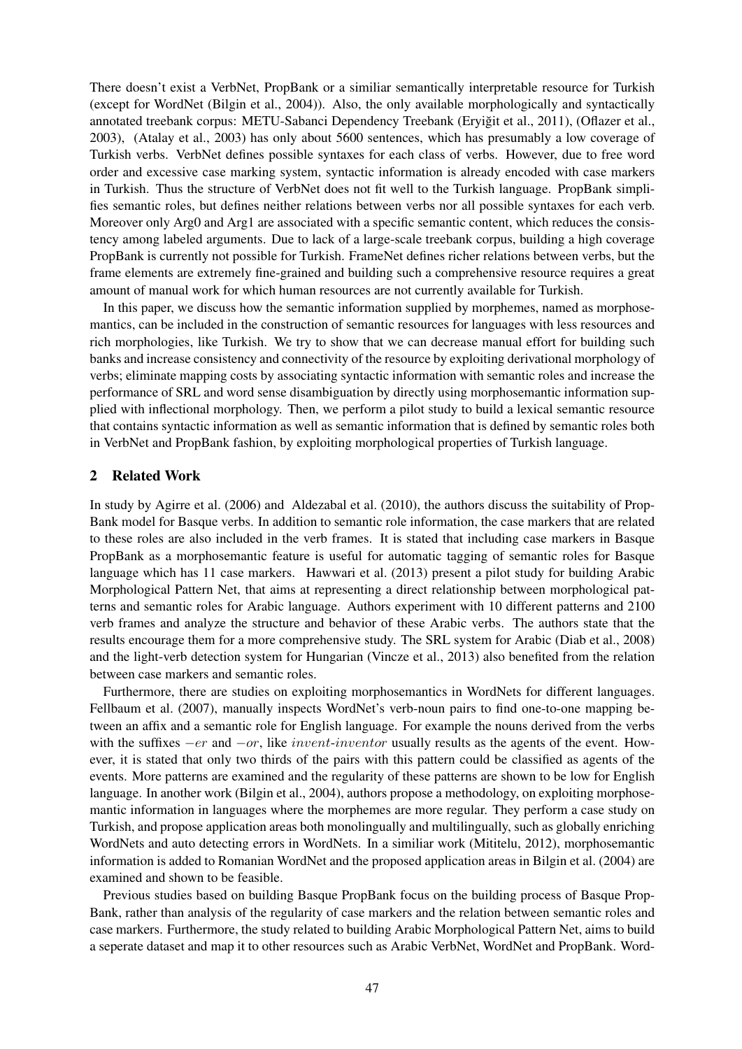There doesn't exist a VerbNet, PropBank or a similiar semantically interpretable resource for Turkish (except for WordNet (Bilgin et al., 2004)). Also, the only available morphologically and syntactically annotated treebank corpus: METU-Sabanci Dependency Treebank (Eryiğit et al., 2011), (Oflazer et al., 2003), (Atalay et al., 2003) has only about 5600 sentences, which has presumably a low coverage of Turkish verbs. VerbNet defines possible syntaxes for each class of verbs. However, due to free word order and excessive case marking system, syntactic information is already encoded with case markers in Turkish. Thus the structure of VerbNet does not fit well to the Turkish language. PropBank simplifies semantic roles, but defines neither relations between verbs nor all possible syntaxes for each verb. Moreover only Arg0 and Arg1 are associated with a specific semantic content, which reduces the consistency among labeled arguments. Due to lack of a large-scale treebank corpus, building a high coverage PropBank is currently not possible for Turkish. FrameNet defines richer relations between verbs, but the frame elements are extremely fine-grained and building such a comprehensive resource requires a great amount of manual work for which human resources are not currently available for Turkish.

In this paper, we discuss how the semantic information supplied by morphemes, named as morphosemantics, can be included in the construction of semantic resources for languages with less resources and rich morphologies, like Turkish. We try to show that we can decrease manual effort for building such banks and increase consistency and connectivity of the resource by exploiting derivational morphology of verbs; eliminate mapping costs by associating syntactic information with semantic roles and increase the performance of SRL and word sense disambiguation by directly using morphosemantic information supplied with inflectional morphology. Then, we perform a pilot study to build a lexical semantic resource that contains syntactic information as well as semantic information that is defined by semantic roles both in VerbNet and PropBank fashion, by exploiting morphological properties of Turkish language.

## 2 Related Work

In study by Agirre et al. (2006) and Aldezabal et al. (2010), the authors discuss the suitability of PropBank model for Basque verbs. In addition to semantic role information, the case markers that are related to these roles are also included in the verb frames. It is stated that including case markers in Basque PropBank as a morphosemantic feature is useful for automatic tagging of semantic roles for Basque language which has 11 case markers. Hawwari et al. (2013) present a pilot study for building Arabic Morphological Pattern Net, that aims at representing a direct relationship between morphological patterns and semantic roles for Arabic language. Authors experiment with 10 different patterns and 2100 verb frames and analyze the structure and behavior of these Arabic verbs. The authors state that the results encourage them for a more comprehensive study. The SRL system for Arabic (Diab et al., 2008) and the light-verb detection system for Hungarian (Vincze et al., 2013) also benefited from the relation between case markers and semantic roles.

Furthermore, there are studies on exploiting morphosemantics in WordNets for different languages. Fellbaum et al. (2007), manually inspects WordNet's verb-noun pairs to find one-to-one mapping between an affix and a semantic role for English language. For example the nouns derived from the verbs with the suffixes $-er$ and $-or$, like *invent-inventor* usually results as the agents of the event. However, it is stated that only two thirds of the pairs with this pattern could be classified as agents of the events. More patterns are examined and the regularity of these patterns are shown to be low for English language. In another work (Bilgin et al., 2004), authors propose a methodology, on exploiting morphosemantic information in languages where the morphemes are more regular. They perform a case study on Turkish, and propose application areas both monolingually and multilingually, such as globally enriching WordNets and auto detecting errors in WordNets. In a similiar work (Mititelu, 2012), morphosemantic information is added to Romanian WordNet and the proposed application areas in Bilgin et al. (2004) are examined and shown to be feasible.

Previous studies based on building Basque PropBank focus on the building process of Basque PropBank, rather than analysis of the regularity of case markers and the relation between semantic roles and case markers. Furthermore, the study related to building Arabic Morphological Pattern Net, aims to build a seperate dataset and map it to other resources such as Arabic VerbNet, WordNet and PropBank. Word-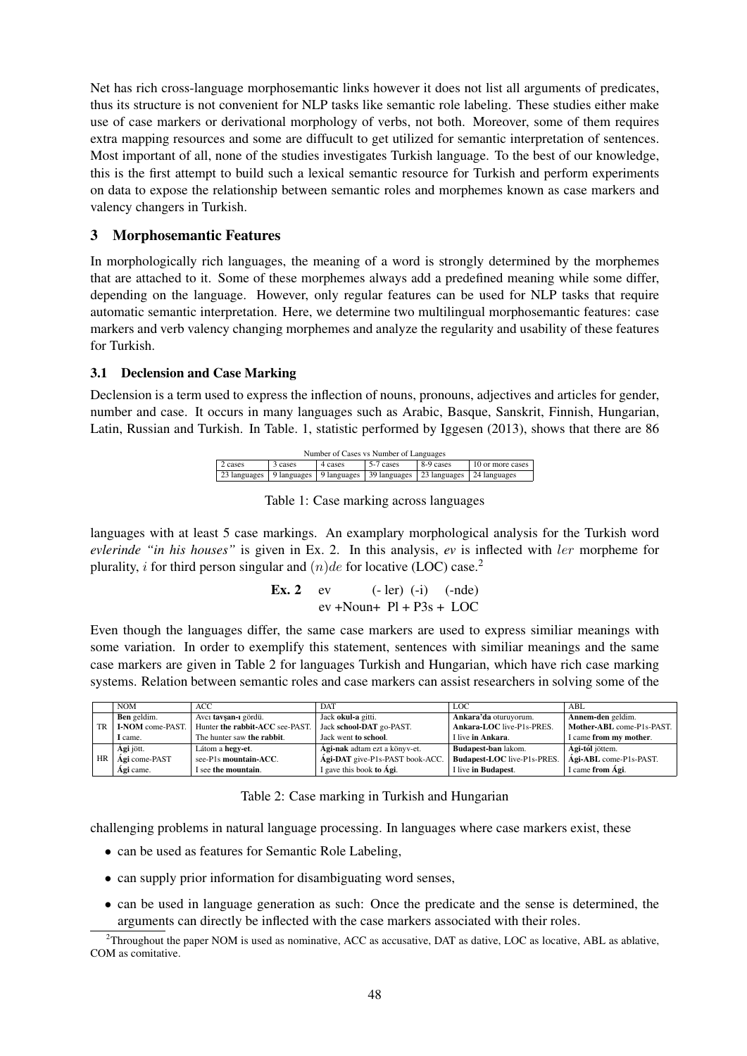Net has rich cross-language morphosemantic links however it does not list all arguments of predicates, thus its structure is not convenient for NLP tasks like semantic role labeling. These studies either make use of case markers or derivational morphology of verbs, not both. Moreover, some of them requires extra mapping resources and some are diffucult to get utilized for semantic interpretation of sentences. Most important of all, none of the studies investigates Turkish language. To the best of our knowledge, this is the first attempt to build such a lexical semantic resource for Turkish and perform experiments on data to expose the relationship between semantic roles and morphemes known as case markers and valency changers in Turkish.

## 3 Morphosemantic Features

In morphologically rich languages, the meaning of a word is strongly determined by the morphemes that are attached to it. Some of these morphemes always add a predefined meaning while some differ, depending on the language. However, only regular features can be used for NLP tasks that require automatic semantic interpretation. Here, we determine two multilingual morphosemantic features: case markers and verb valency changing morphemes and analyze the regularity and usability of these features for Turkish.

### 3.1 Declension and Case Marking

Declension is a term used to express the inflection of nouns, pronouns, adjectives and articles for gender, number and case. It occurs in many languages such as Arabic, Basque, Sanskrit, Finnish, Hungarian, Latin, Russian and Turkish. In Table. 1, statistic performed by Iggesen (2013), shows that there are 86

Number of Cases vs Number of Languages

| 2 cases | 3 cases | 4 cases | 5-7 cases | 8-9 cases | 10 or more cases |
|---|---|---|---|---|---|
| 23 languages | 9 languages | 9 languages | 39 languages | 23 languages | 24 languages |

Table 1: Case marking across languages

languages with at least 5 case markings. An examplary morphological analysis for the Turkish word *evlerinde "in his houses"* is given in Ex. 2. In this analysis, *ev* is inflected with $ler$ morpheme for plurality, $i$ for third person singular and $(n)de$ for locative (LOC) case.[2]

**Ex. 2** ev (- ler) (-i) (-nde)
ev +Noun+ Pl + P3s + LOC

Even though the languages differ, the same case markers are used to express similiar meanings with some variation. In order to exemplify this statement, sentences with similiar meanings and the same case markers are given in Table 2 for languages Turkish and Hungarian, which have rich case marking systems. Relation between semantic roles and case markers can assist researchers in solving some of the

| | NOM | ACC | DAT | LOC | ABL |
|---|---|---|---|---|---|
| TR | **Ben** geldim.<br>**I-NOM** come-PAST.<br>**I** came. | Avcı **tavşan-ı** gördü.<br>Hunter **the rabbit-ACC** see-PAST.<br>The hunter saw **the rabbit**. | Jack **okul-a** gitti.<br>Jack **school-DAT** go-PAST.<br>Jack went **to school**. | **Ankara'da** oturuyorum.<br>**Ankara-LOC** live-P1s-PRES.<br>I live **in Ankara**. | **Annem-den** geldim.<br>**Mother-ABL** come-P1s-PAST.<br>I came **from my mother**. |
| HR | **Ági** jött.<br>**Ági** come-PAST<br>**Ági** came. | Látom a **hegy-et**.<br>see-P1s **mountain-ACC**.<br>I see **the mountain**. | **Ági-nak** adtam ezt a könyv-et.<br>**Ági-DAT** give-P1s-PAST book-ACC.<br>I gave this book **to Ági**. | **Budapest-ban** lakom.<br>**Budapest-LOC** live-P1s-PRES.<br>I live **in Budapest**. | **Ági-tól** jöttem.<br>**Ági-ABL** come-P1s-PAST.<br>I came **from Ági**. |

Table 2: Case marking in Turkish and Hungarian

challenging problems in natural language processing. In languages where case markers exist, these

- can be used as features for Semantic Role Labeling,
- can supply prior information for disambiguating word senses,
- can be used in language generation as such: Once the predicate and the sense is determined, the arguments can directly be inflected with the case markers associated with their roles.

[2] Throughout the paper NOM is used as nominative, ACC as accusative, DAT as dative, LOC as locative, ABL as ablative, COM as comitative.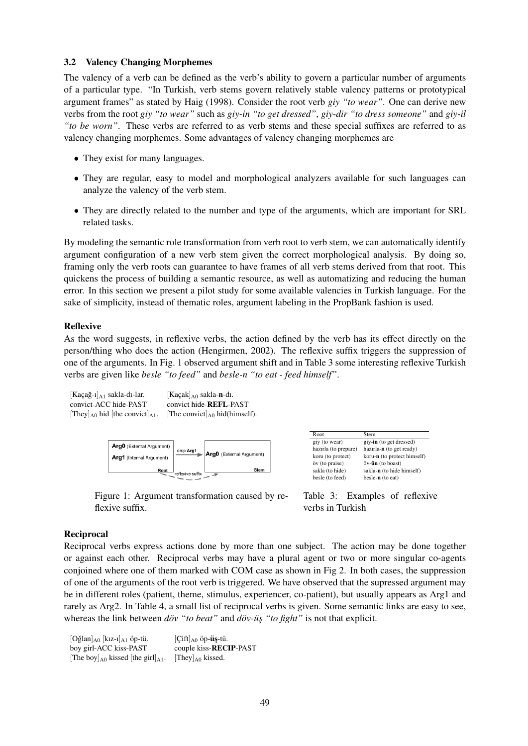### 3.2 Valency Changing Morphemes

The valency of a verb can be defined as the verb's ability to govern a particular number of arguments of a particular type. "In Turkish, verb stems govern relatively stable valency patterns or prototypical argument frames" as stated by Haig (1998). Consider the root verb *giy "to wear"*. One can derive new verbs from the root *giy "to wear"* such as *giy-in "to get dressed"*, *giy-dir "to dress someone"* and *giy-il "to be worn"*. These verbs are referred to as verb stems and these special suffixes are referred to as valency changing morphemes. Some advantages of valency changing morphemes are

- They exist for many languages.
- They are regular, easy to model and morphological analyzers available for such languages can analyze the valency of the verb stem.
- They are directly related to the number and type of the arguments, which are important for SRL related tasks.

By modeling the semantic role transformation from verb root to verb stem, we can automatically identify argument configuration of a new verb stem given the correct morphological analysis. By doing so, framing only the verb roots can guarantee to have frames of all verb stems derived from that root. This quickens the process of building a semantic resource, as well as automatizing and reducing the human error. In this section we present a pilot study for some available valencies in Turkish language. For the sake of simplicity, instead of thematic roles, argument labeling in the PropBank fashion is used.

**Reflexive**

As the word suggests, in reflexive verbs, the action defined by the verb has its effect directly on the person/thing who does the action (Hengirmen, 2002). The reflexive suffix triggers the suppression of one of the arguments. In Fig. 1 observed argument shift and in Table 3 some interesting reflexive Turkish verbs are given like *besle "to feed"* and *besle-n "to eat - feed himself"*.

$[\text{Kaçağ-ı}]_{A1}$ sakla-dı-lar.
convict-ACC hide-PAST
$[\text{They}]_{A0}$ hid $[\text{the convict}]_{A1}$.

$[\text{Kaçak}]_{A0}$ sakla-**n**-dı.
convict hide-**REFL**-PAST
$[\text{The convict}]_{A0}$ hid(himself).

Root: **Arg0** (External Argument), **Arg1** (Internal Argument) — drop **Arg1** — reflexive suffix → Stem: **Arg0** (External Argument)

Figure 1: Argument transformation caused by reflexive suffix.

| Root | Stem |
|---|---|
| giy (to wear) | giy-**in** (to get dressed) |
| hazırla (to prepare) | hazırla-**n** (to get ready) |
| koru (to protect) | koru-**n** (to protect himself) |
| öv (to praise) | öv-**ün** (to boast) |
| sakla (to hide) | sakla-**n** (to hide himself) |
| besle (to feed) | besle-**n** (to eat) |

Table 3: Examples of reflexive verbs in Turkish

**Reciprocal**

Reciprocal verbs express actions done by more than one subject. The action may be done together or against each other. Reciprocal verbs may have a plural agent or two or more singular co-agents conjoined where one of them marked with COM case as shown in Fig 2. In both cases, the suppression of one of the arguments of the root verb is triggered. We have observed that the supressed argument may be in different roles (patient, theme, stimulus, experiencer, co-patient), but usually appears as Arg1 and rarely as Arg2. In Table 4, a small list of reciprocal verbs is given. Some semantic links are easy to see, whereas the link between *döv "to beat"* and *döv-üş "to fight"* is not that explicit.

$[\text{Oğlan}]_{A0}$ $[\text{kız-ı}]_{A1}$ öp-tü.
boy girl-ACC kiss-PAST
$[\text{The boy}]_{A0}$ kissed $[\text{the girl}]_{A1}$.

$[\text{Çift}]_{A0}$ öp-**üş**-tü.
couple kiss-**RECIP**-PAST
$[\text{They}]_{A0}$ kissed.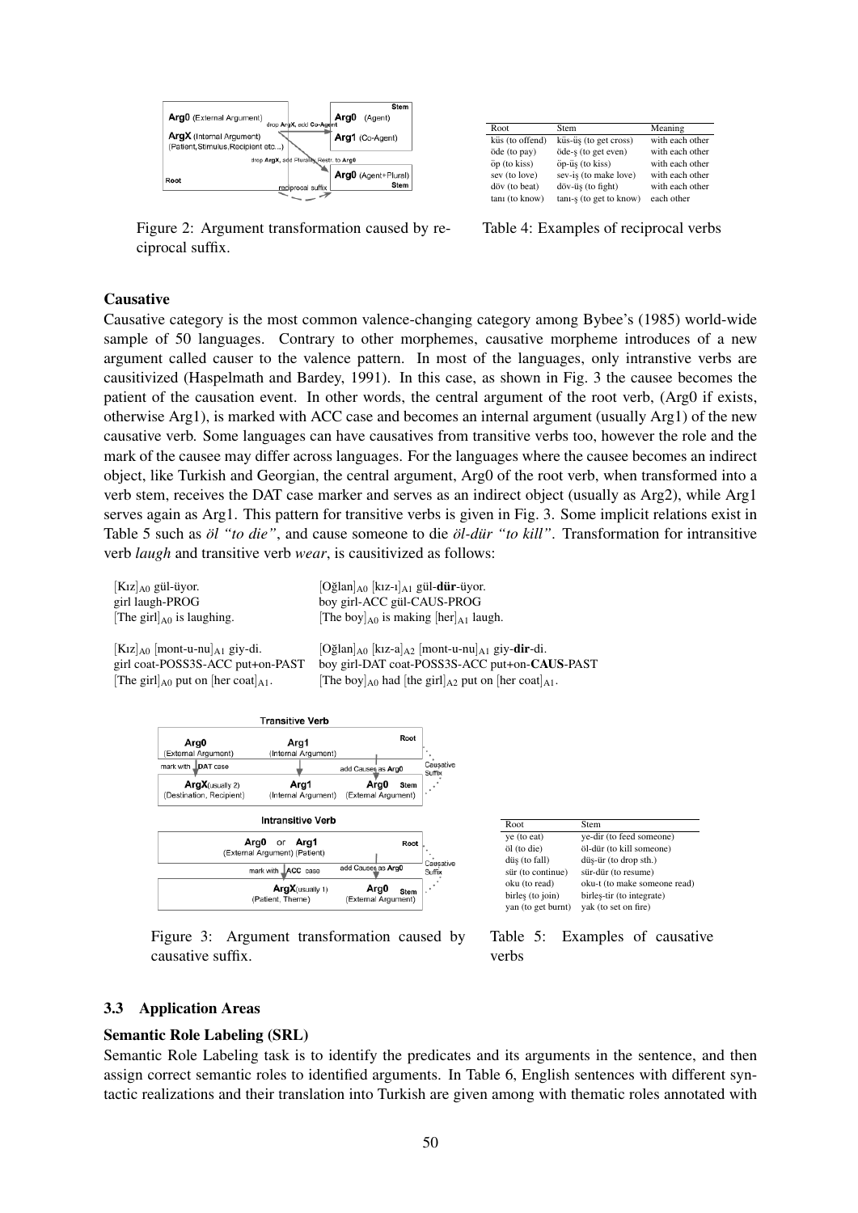Figure 2: Argument transformation caused by reciprocal suffix.

| Root | Stem | Meaning |
|---|---|---|
| küs (to offend) | küs-üş (to get cross) | with each other |
| öde (to pay) | öde-ş (to get even) | with each other |
| öp (to kiss) | öp-üş (to kiss) | with each other |
| sev (to love) | sev-iş (to make love) | with each other |
| döv (to beat) | döv-üş (to fight) | with each other |
| tanı (to know) | tanı-ş (to get to know) | each other |

Table 4: Examples of reciprocal verbs

**Causative**

Causative category is the most common valence-changing category among Bybee's (1985) world-wide sample of 50 languages. Contrary to other morphemes, causative morpheme introduces of a new argument called causer to the valence pattern. In most of the languages, only intranstive verbs are causitivized (Haspelmath and Bardey, 1991). In this case, as shown in Fig. 3 the causee becomes the patient of the causation event. In other words, the central argument of the root verb, (Arg0 if exists, otherwise Arg1), is marked with ACC case and becomes an internal argument (usually Arg1) of the new causative verb. Some languages can have causatives from transitive verbs too, however the role and the mark of the causee may differ across languages. For the languages where the causee becomes an indirect object, like Turkish and Georgian, the central argument, Arg0 of the root verb, when transformed into a verb stem, receives the DAT case marker and serves as an indirect object (usually as Arg2), while Arg1 serves again as Arg1. This pattern for transitive verbs is given in Fig. 3. Some implicit relations exist in Table 5 such as *öl "to die"*, and cause someone to die *öl-dür "to kill"*. Transformation for intransitive verb *laugh* and transitive verb *wear*, is causitivized as follows:

[Kız]$_{A0}$ gül-üyor.
girl laugh-PROG
[The girl]$_{A0}$ is laughing.

[Oğlan]$_{A0}$ [kız-ı]$_{A1}$ gül-**dür**-üyor.
boy girl-ACC gül-CAUS-PROG
[The boy]$_{A0}$ is making [her]$_{A1}$ laugh.

[Kız]$_{A0}$ [mont-u-nu]$_{A1}$ giy-di.
girl coat-POSS3S-ACC put+on-PAST
[The girl]$_{A0}$ put on [her coat]$_{A1}$.

[Oğlan]$_{A0}$ [kız-a]$_{A2}$ [mont-u-nu]$_{A1}$ giy-**dir**-di.
boy girl-DAT coat-POSS3S-ACC put+on-**CAUS**-PAST
[The boy]$_{A0}$ had [the girl]$_{A2}$ put on [her coat]$_{A1}$.

Figure 3: Argument transformation caused by causative suffix.

| Root | Stem |
|---|---|
| ye (to eat) | ye-dir (to feed someone) |
| öl (to die) | öl-dür (to kill someone) |
| düş (to fall) | düş-ür (to drop sth.) |
| sür (to continue) | sür-dür (to resume) |
| oku (to read) | oku-t (to make someone read) |
| birleş (to join) | birleş-tir (to integrate) |
| yan (to get burnt) | yak (to set on fire) |

Table 5: Examples of causative verbs

### 3.3 Application Areas

**Semantic Role Labeling (SRL)**

Semantic Role Labeling task is to identify the predicates and its arguments in the sentence, and then assign correct semantic roles to identified arguments. In Table 6, English sentences with different syntactic realizations and their translation into Turkish are given among with thematic roles annotated with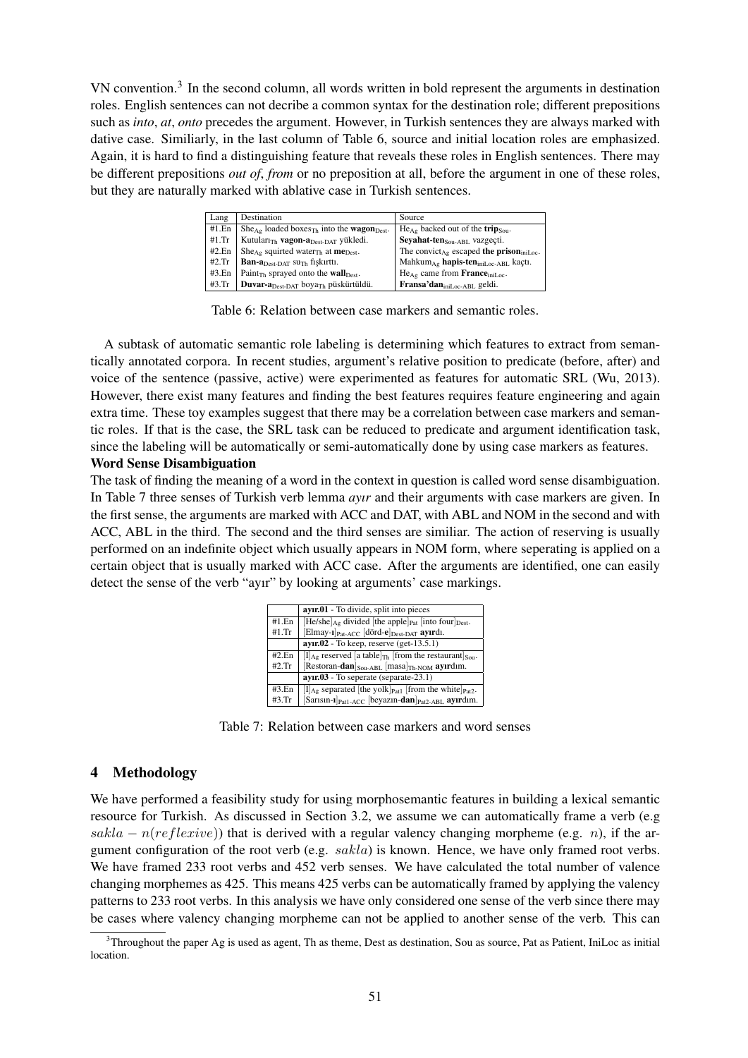VN convention.[3] In the second column, all words written in bold represent the arguments in destination roles. English sentences can not decribe a common syntax for the destination role; different prepositions such as *into*, *at*, *onto* precedes the argument. However, in Turkish sentences they are always marked with dative case. Similiarly, in the last column of Table 6, source and initial location roles are emphasized. Again, it is hard to find a distinguishing feature that reveals these roles in English sentences. There may be different prepositions *out of*, *from* or no preposition at all, before the argument in one of these roles, but they are naturally marked with ablative case in Turkish sentences.

| Lang | Destination | Source |
|---|---|---|
| #1.En | She$_{\text{Ag}}$ loaded boxes$_{\text{Th}}$ into the **wagon**$_{\text{Dest}}$. | He$_{\text{Ag}}$ backed out of the **trip**$_{\text{Sou}}$. |
| #1.Tr | Kutuları$_{\text{Th}}$ **vagon-a**$_{\text{Dest-DAT}}$ yükledi. | **Seyahat-ten**$_{\text{Sou-ABL}}$ vazgeçti. |
| #2.En | She$_{\text{Ag}}$ squirted water$_{\text{Th}}$ at **me**$_{\text{Dest}}$. | The convict$_{\text{Ag}}$ escaped **the prison**$_{\text{iniLoc}}$. |
| #2.Tr | **Ban-a**$_{\text{Dest-DAT}}$ su$_{\text{Th}}$ fışkırttı. | Mahkum$_{\text{Ag}}$ **hapis-ten**$_{\text{iniLoc-ABL}}$ kaçtı. |
| #3.En | Paint$_{\text{Th}}$ sprayed onto the **wall**$_{\text{Dest}}$. | He$_{\text{Ag}}$ came from **France**$_{\text{iniLoc}}$. |
| #3.Tr | **Duvar-a**$_{\text{Dest-DAT}}$ boya$_{\text{Th}}$ püskürtüldü. | **Fransa'dan**$_{\text{iniLoc-ABL}}$ geldi. |

Table 6: Relation between case markers and semantic roles.

A subtask of automatic semantic role labeling is determining which features to extract from semantically annotated corpora. In recent studies, argument's relative position to predicate (before, after) and voice of the sentence (passive, active) were experimented as features for automatic SRL (Wu, 2013). However, there exist many features and finding the best features requires feature engineering and again extra time. These toy examples suggest that there may be a correlation between case markers and semantic roles. If that is the case, the SRL task can be reduced to predicate and argument identification task, since the labeling will be automatically or semi-automatically done by using case markers as features.

**Word Sense Disambiguation**

The task of finding the meaning of a word in the context in question is called word sense disambiguation. In Table 7 three senses of Turkish verb lemma *ayır* and their arguments with case markers are given. In the first sense, the arguments are marked with ACC and DAT, with ABL and NOM in the second and with ACC, ABL in the third. The second and the third senses are similiar. The action of reserving is usually performed on an indefinite object which usually appears in NOM form, where seperating is applied on a certain object that is usually marked with ACC case. After the arguments are identified, one can easily detect the sense of the verb "ayır" by looking at arguments' case markings.

| | **ayır.01** - To divide, split into pieces |
|---|---|
| #1.En | [He/she]$_{\text{Ag}}$ divided [the apple]$_{\text{Pat}}$ [into four]$_{\text{Dest}}$. |
| #1.Tr | [Elmay-**ı**]$_{\text{Pat-ACC}}$ [dörd-**e**]$_{\text{Dest-DAT}}$ **ayır**dı. |
| | **ayır.02** - To keep, reserve (get-13.5.1) |
| #2.En | [I]$_{\text{Ag}}$ reserved [a table]$_{\text{Th}}$ [from the restaurant]$_{\text{Sou}}$. |
| #2.Tr | [Restoran-**dan**]$_{\text{Sou-ABL}}$ [masa]$_{\text{Th-NOM}}$ **ayır**dım. |
| | **ayır.03** - To seperate (separate-23.1) |
| #3.En | [I]$_{\text{Ag}}$ separated [the yolk]$_{\text{Pat1}}$ [from the white]$_{\text{Pat2}}$. |
| #3.Tr | [Sarısın-**ı**]$_{\text{Pat1-ACC}}$ [beyazın-**dan**]$_{\text{Pat2-ABL}}$ **ayır**dım. |

Table 7: Relation between case markers and word senses

## 4 Methodology

We have performed a feasibility study for using morphosemantic features in building a lexical semantic resource for Turkish. As discussed in Section 3.2, we assume we can automatically frame a verb (e.g $sakla-n(reflexive)$) that is derived with a regular valency changing morpheme (e.g. $n$), if the argument configuration of the root verb (e.g. $sakla$) is known. Hence, we have only framed root verbs. We have framed 233 root verbs and 452 verb senses. We have calculated the total number of valence changing morphemes as 425. This means 425 verbs can be automatically framed by applying the valency patterns to 233 root verbs. In this analysis we have only considered one sense of the verb since there may be cases where valency changing morpheme can not be applied to another sense of the verb. This can

[3] Throughout the paper Ag is used as agent, Th as theme, Dest as destination, Sou as source, Pat as Patient, IniLoc as initial location.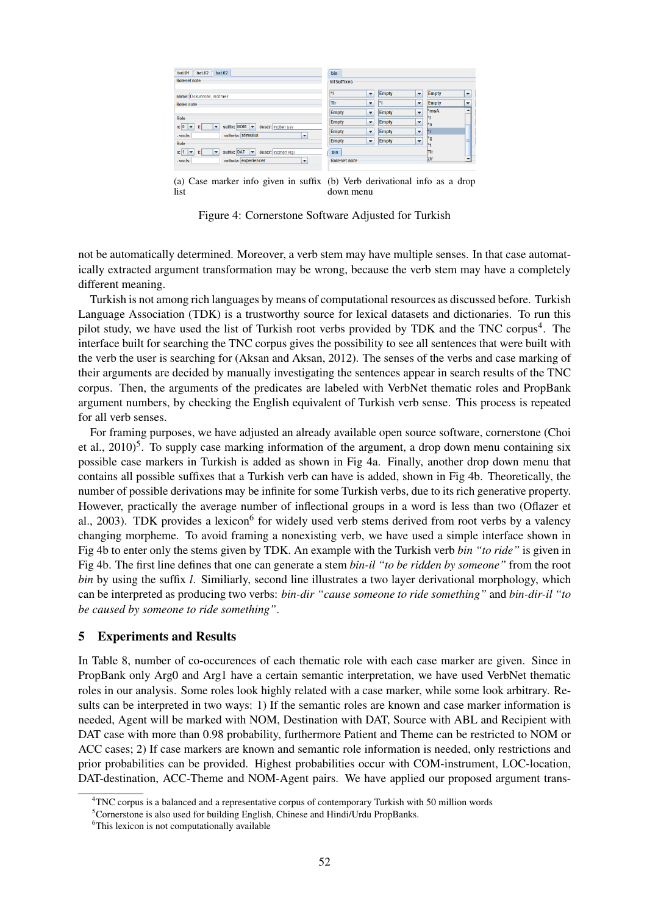(a) Case marker info given in suffix list

(b) Verb derivational info as a drop down menu

Figure 4: Cornerstone Software Adjusted for Turkish

not be automatically determined. Moreover, a verb stem may have multiple senses. In that case automatically extracted argument transformation may be wrong, because the verb stem may have a completely different meaning.

Turkish is not among rich languages by means of computational resources as discussed before. Turkish Language Association (TDK) is a trustworthy source for lexical datasets and dictionaries. To run this pilot study, we have used the list of Turkish root verbs provided by TDK and the TNC corpus[4]. The interface built for searching the TNC corpus gives the possibility to see all sentences that were built with the verb the user is searching for (Aksan and Aksan, 2012). The senses of the verbs and case marking of their arguments are decided by manually investigating the sentences appear in search results of the TNC corpus. Then, the arguments of the predicates are labeled with VerbNet thematic roles and PropBank argument numbers, by checking the English equivalent of Turkish verb sense. This process is repeated for all verb senses.

For framing purposes, we have adjusted an already available open source software, cornerstone (Choi et al., 2010)[5]. To supply case marking information of the argument, a drop down menu containing six possible case markers in Turkish is added as shown in Fig 4a. Finally, another drop down menu that contains all possible suffixes that a Turkish verb can have is added, shown in Fig 4b. Theoretically, the number of possible derivations may be infinite for some Turkish verbs, due to its rich generative property. However, practically the average number of inflectional groups in a word is less than two (Oflazer et al., 2003). TDK provides a lexicon[6] for widely used verb stems derived from root verbs by a valency changing morpheme. To avoid framing a nonexisting verb, we have used a simple interface shown in Fig 4b to enter only the stems given by TDK. An example with the Turkish verb *bin "to ride"* is given in Fig 4b. The first line defines that one can generate a stem *bin-il "to be ridden by someone"* from the root *bin* by using the suffix *l*. Similiarly, second line illustrates a two layer derivational morphology, which can be interpreted as producing two verbs: *bin-dir "cause someone to ride something"* and *bin-dir-il "to be caused by someone to ride something"*.

## 5 Experiments and Results

In Table 8, number of co-occurences of each thematic role with each case marker are given. Since in PropBank only Arg0 and Arg1 have a certain semantic interpretation, we have used VerbNet thematic roles in our analysis. Some roles look highly related with a case marker, while some look arbitrary. Results can be interpreted in two ways: 1) If the semantic roles are known and case marker information is needed, Agent will be marked with NOM, Destination with DAT, Source with ABL and Recipient with DAT case with more than 0.98 probability, furthermore Patient and Theme can be restricted to NOM or ACC cases; 2) If case markers are known and semantic role information is needed, only restrictions and prior probabilities can be provided. Highest probabilities occur with COM-instrument, LOC-location, DAT-destination, ACC-Theme and NOM-Agent pairs. We have applied our proposed argument trans-

[4]TNC corpus is a balanced and a representative corpus of contemporary Turkish with 50 million words

[5]Cornerstone is also used for building English, Chinese and Hindi/Urdu PropBanks.

[6]This lexicon is not computationally available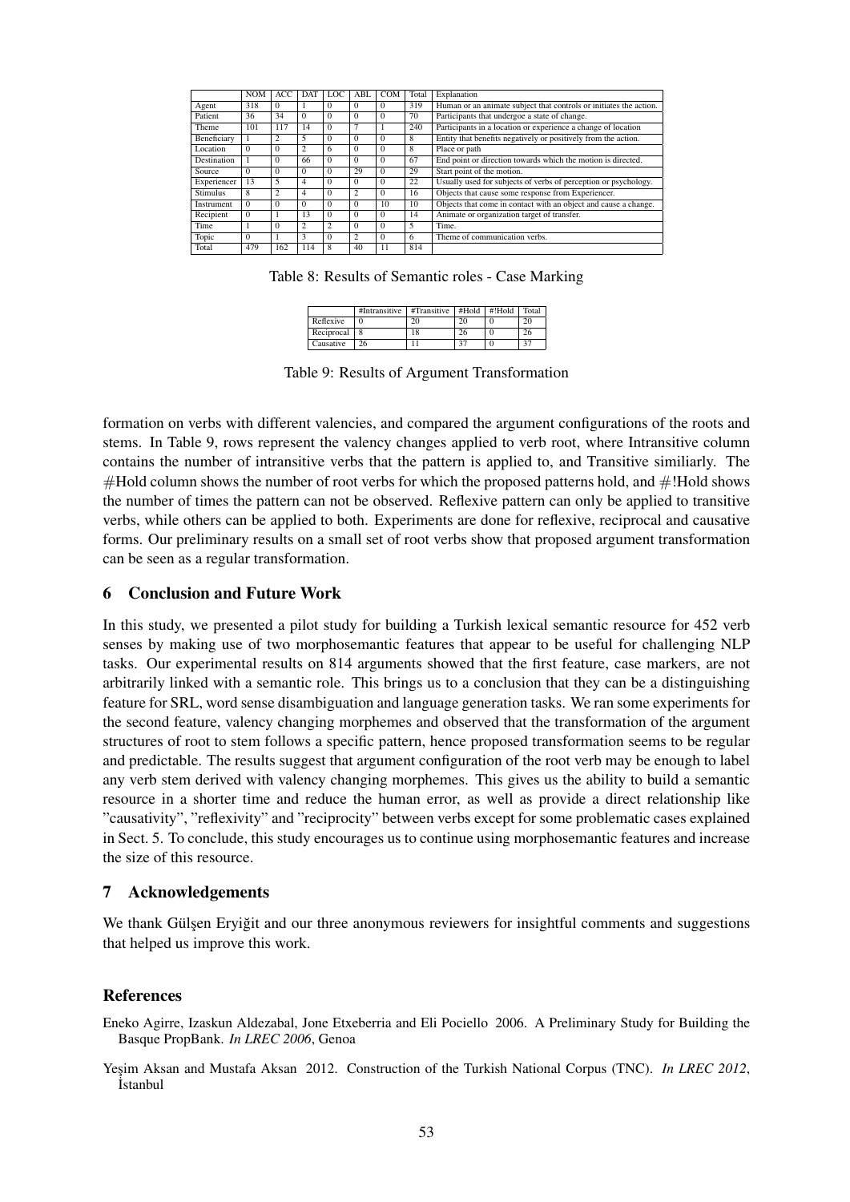|  | NOM | ACC | DAT | LOC | ABL | COM | Total | Explanation |
|---|---|---|---|---|---|---|---|---|
| Agent | 318 | 0 | 1 | 0 | 0 | 0 | 319 | Human or an animate subject that controls or initiates the action. |
| Patient | 36 | 34 | 0 | 0 | 0 | 0 | 70 | Participants that undergoe a state of change. |
| Theme | 101 | 117 | 14 | 0 | 7 | 1 | 240 | Participants in a location or experience a change of location |
| Beneficiary | 1 | 2 | 5 | 0 | 0 | 0 | 8 | Entity that benefits negatively or positively from the action. |
| Location | 0 | 0 | 2 | 6 | 0 | 0 | 8 | Place or path |
| Destination | 1 | 0 | 66 | 0 | 0 | 0 | 67 | End point or direction towards which the motion is directed. |
| Source | 0 | 0 | 0 | 0 | 29 | 0 | 29 | Start point of the motion. |
| Experiencer | 13 | 5 | 4 | 0 | 0 | 0 | 22 | Usually used for subjects of verbs of perception or psychology. |
| Stimulus | 8 | 2 | 4 | 0 | 2 | 0 | 16 | Objects that cause some response from Experiencer. |
| Instrument | 0 | 0 | 0 | 0 | 0 | 10 | 10 | Objects that come in contact with an object and cause a change. |
| Recipient | 0 | 1 | 13 | 0 | 0 | 0 | 14 | Animate or organization target of transfer. |
| Time | 1 | 0 | 2 | 2 | 0 | 0 | 5 | Time. |
| Topic | 0 | 1 | 3 | 0 | 2 | 0 | 6 | Theme of communication verbs. |
| Total | 479 | 162 | 114 | 8 | 40 | 11 | 814 |  |

Table 8: Results of Semantic roles - Case Marking

|  | #Intransitive | #Transitive | #Hold | #!Hold | Total |
|---|---|---|---|---|---|
| Reflexive | 0 | 20 | 20 | 0 | 20 |
| Reciprocal | 8 | 18 | 26 | 0 | 26 |
| Causative | 26 | 11 | 37 | 0 | 37 |

Table 9: Results of Argument Transformation

formation on verbs with different valencies, and compared the argument configurations of the roots and stems. In Table 9, rows represent the valency changes applied to verb root, where Intransitive column contains the number of intransitive verbs that the pattern is applied to, and Transitive similiarly. The #Hold column shows the number of root verbs for which the proposed patterns hold, and #!Hold shows the number of times the pattern can not be observed. Reflexive pattern can only be applied to transitive verbs, while others can be applied to both. Experiments are done for reflexive, reciprocal and causative forms. Our preliminary results on a small set of root verbs show that proposed argument transformation can be seen as a regular transformation.

## 6 Conclusion and Future Work

In this study, we presented a pilot study for building a Turkish lexical semantic resource for 452 verb senses by making use of two morphosemantic features that appear to be useful for challenging NLP tasks. Our experimental results on 814 arguments showed that the first feature, case markers, are not arbitrarily linked with a semantic role. This brings us to a conclusion that they can be a distinguishing feature for SRL, word sense disambiguation and language generation tasks. We ran some experiments for the second feature, valency changing morphemes and observed that the transformation of the argument structures of root to stem follows a specific pattern, hence proposed transformation seems to be regular and predictable. The results suggest that argument configuration of the root verb may be enough to label any verb stem derived with valency changing morphemes. This gives us the ability to build a semantic resource in a shorter time and reduce the human error, as well as provide a direct relationship like "causativity", "reflexivity" and "reciprocity" between verbs except for some problematic cases explained in Sect. 5. To conclude, this study encourages us to continue using morphosemantic features and increase the size of this resource.

## 7 Acknowledgements

We thank Gülşen Eryiğit and our three anonymous reviewers for insightful comments and suggestions that helped us improve this work.

## References

Eneko Agirre, Izaskun Aldezabal, Jone Etxeberria and Eli Pociello 2006. A Preliminary Study for Building the Basque PropBank. *In LREC 2006*, Genoa

Yeşim Aksan and Mustafa Aksan 2012. Construction of the Turkish National Corpus (TNC). *In LREC 2012*, İstanbul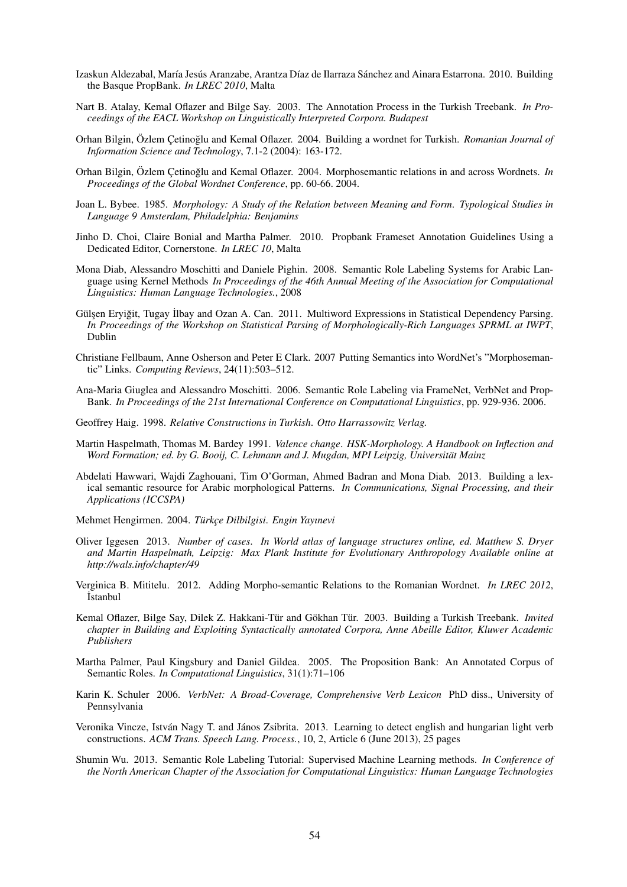Izaskun Aldezabal, María Jesús Aranzabe, Arantza Díaz de Ilarraza Sánchez and Ainara Estarrona. 2010. Building the Basque PropBank. *In LREC 2010*, Malta

Nart B. Atalay, Kemal Oflazer and Bilge Say. 2003. The Annotation Process in the Turkish Treebank. *In Proceedings of the EACL Workshop on Linguistically Interpreted Corpora. Budapest*

Orhan Bilgin, Özlem Çetinoğlu and Kemal Oflazer. 2004. Building a wordnet for Turkish. *Romanian Journal of Information Science and Technology*, 7.1-2 (2004): 163-172.

Orhan Bilgin, Özlem Çetinoğlu and Kemal Oflazer. 2004. Morphosemantic relations in and across Wordnets. *In Proceedings of the Global Wordnet Conference*, pp. 60-66. 2004.

Joan L. Bybee. 1985. *Morphology: A Study of the Relation between Meaning and Form. Typological Studies in Language 9 Amsterdam, Philadelphia: Benjamins*

Jinho D. Choi, Claire Bonial and Martha Palmer. 2010. Propbank Frameset Annotation Guidelines Using a Dedicated Editor, Cornerstone. *In LREC 10*, Malta

Mona Diab, Alessandro Moschitti and Daniele Pighin. 2008. Semantic Role Labeling Systems for Arabic Language using Kernel Methods *In Proceedings of the 46th Annual Meeting of the Association for Computational Linguistics: Human Language Technologies.*, 2008

Gülşen Eryiğit, Tugay İlbay and Ozan A. Can. 2011. Multiword Expressions in Statistical Dependency Parsing. *In Proceedings of the Workshop on Statistical Parsing of Morphologically-Rich Languages SPRML at IWPT*, Dublin

Christiane Fellbaum, Anne Osherson and Peter E Clark. 2007 Putting Semantics into WordNet's "Morphosemantic" Links. *Computing Reviews*, 24(11):503–512.

Ana-Maria Giuglea and Alessandro Moschitti. 2006. Semantic Role Labeling via FrameNet, VerbNet and PropBank. *In Proceedings of the 21st International Conference on Computational Linguistics*, pp. 929-936. 2006.

Geoffrey Haig. 1998. *Relative Constructions in Turkish. Otto Harrassowitz Verlag.*

Martin Haspelmath, Thomas M. Bardey 1991. *Valence change. HSK-Morphology. A Handbook on Inflection and Word Formation; ed. by G. Booij, C. Lehmann and J. Mugdan, MPI Leipzig, Universität Mainz*

Abdelati Hawwari, Wajdi Zaghouani, Tim O'Gorman, Ahmed Badran and Mona Diab. 2013. Building a lexical semantic resource for Arabic morphological Patterns. *In Communications, Signal Processing, and their Applications (ICCSPA)*

Mehmet Hengirmen. 2004. *Türkçe Dilbilgisi. Engin Yayınevi*

Oliver Iggesen 2013. *Number of cases. In World atlas of language structures online, ed. Matthew S. Dryer and Martin Haspelmath, Leipzig: Max Plank Institute for Evolutionary Anthropology Available online at http://wals.info/chapter/49*

Verginica B. Mititelu. 2012. Adding Morpho-semantic Relations to the Romanian Wordnet. *In LREC 2012*, İstanbul

Kemal Oflazer, Bilge Say, Dilek Z. Hakkani-Tür and Gökhan Tür. 2003. Building a Turkish Treebank. *Invited chapter in Building and Exploiting Syntactically annotated Corpora, Anne Abeille Editor, Kluwer Academic Publishers*

Martha Palmer, Paul Kingsbury and Daniel Gildea. 2005. The Proposition Bank: An Annotated Corpus of Semantic Roles. *In Computational Linguistics*, 31(1):71–106

Karin K. Schuler 2006. *VerbNet: A Broad-Coverage, Comprehensive Verb Lexicon* PhD diss., University of Pennsylvania

Veronika Vincze, István Nagy T. and János Zsibrita. 2013. Learning to detect english and hungarian light verb constructions. *ACM Trans. Speech Lang. Process.*, 10, 2, Article 6 (June 2013), 25 pages

Shumin Wu. 2013. Semantic Role Labeling Tutorial: Supervised Machine Learning methods. *In Conference of the North American Chapter of the Association for Computational Linguistics: Human Language Technologies*